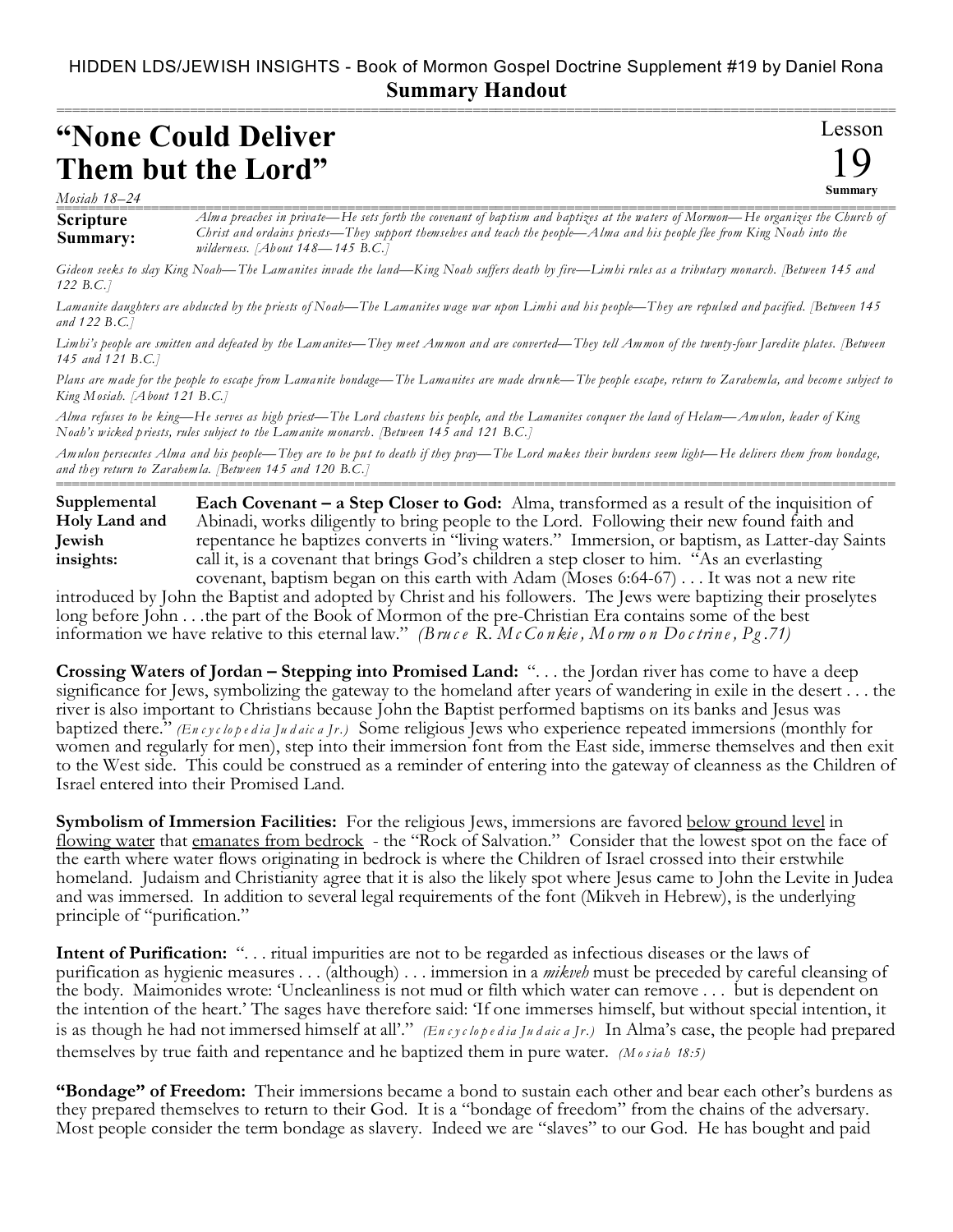HIDDEN LDS/JEWISH INSIGHTS - Book of Mormon Gospel Doctrine Supplement #19 by Daniel Rona

**Summary Handout**

# "None Could Deliver Them but the Lord"

Lesson 19 Summary

*Mosiah 18–24*

**Scripture Summary:** *Alma preaches in private—He sets forth the covenant of baptism and baptizes at the waters of Mormon—He organizes the Church of Christ and ordains priests—They support themselves and teach the people—Alma and his people flee from King Noah into the wilderness. [About 148—145 B.C.]*

*Gideon seeks to slay King Noah—The Lamanites invade the land—King Noah suffers death by fire—Limhi rules as a tributary monarch. [Between 145 and 122 B.C.]*

*Lamanite daughters are abducted by the priests of Noah—The Lamanites wage war upon Limhi and his people—They are repulsed and pacified. [Between 145 and 122 B.C.]*

*Limhi's people are smitten and defeated by the Lamanites—They meet Ammon and are converted—They tell Ammon of the twenty-four Jaredite plates. [Between 145 and 121 B.C.]*

*Plans are made for the people to escape from Lamanite bondage—The Lamanites are made drunk—The people escape, return to Zarahemla, and become subject to King Mosiah. [About 121 B.C.]*

*Alma refuses to be king—He serves as high priest—The Lord chastens his people, and the Lamanites conquer the land of Helam—Amulon, leader of King Noah's wicked priests, rules subject to the Lamanite monarch. [Between 145 and 121 B.C.]*

*Amulon persecutes Alma and his people—They are to be put to death if they pray—The Lord makes their burdens seem light—He delivers them from bondage, and they return to Zarahemla. [Between 145 and 120 B.C.]*

**Supplemental Holy Land and Jewish insights:**

**Each Covenant – a Step Closer to God:** Alma, transformed as a result of the inquisition of Abinadi, works diligently to bring people to the Lord. Following their new found faith and repentance he baptizes converts in "living waters." Immersion, or baptism, as Latter-day Saints call it, is a covenant that brings God's children a step closer to him. "As an everlasting covenant, baptism began on this earth with Adam (Moses 6:64-67) . . . It was not a new rite introduced by John the Baptist and adopted by Christ and his followers. The Jews were baptizing their proselytes long before John . . .the part of the Book of Mormon of the pre-Christian Era contains some of the best information we have relative to this eternal law." *(Bruce R. McConkie, Mormon Doctrine, Pg.71)*

**Crossing Waters of Jordan – Stepping into Promised Land:** ". . . the Jordan river has come to have a deep significance for Jews, symbolizing the gateway to the homeland after years of wandering in exile in the desert . . . the river is also important to Christians because John the Baptist performed baptisms on its banks and Jesus was baptized there." *(Encyclopedia Judaica Jr.)* Some religious Jews who experience repeated immersions (monthly for women and regularly for men), step into their immersion font from the East side, immerse themselves and then exit to the West side. This could be construed as a reminder of entering into the gateway of cleanness as the Children of Israel entered into their Promised Land.

**Symbolism of Immersion Facilities:** For the religious Jews, immersions are favored <u>below ground level</u> in <u>flowing water</u> that <u>emanates from bedrock</u> - the "Rock of Salvation." Consider that the lowest spot on the face of the earth where water flows originating in bedrock is where the Children of Israel crossed into their erstwhile homeland. Judaism and Christianity agree that it is also the likely spot where Jesus came to John the Levite in Judea and was immersed. In addition to several legal requirements of the font (Mikveh in Hebrew), is the underlying principle of "purification."

**Intent of Purification:** ". . . ritual impurities are not to be regarded as infectious diseases or the laws of purification as hygienic measures . . . (although) . . . immersion in a *mikveh* must be preceded by careful cleansing of the body. Maimonides wrote: 'Uncleanliness is not mud or filth which water can remove . . . but is dependent on the intention of the heart.' The sages have therefore said: 'If one immerses himself, but without special intention, it is as though he had not immersed himself at all'." *(Encyclopedia Judaica Jr.)* In Alma's case, the people had prepared themselves by true faith and repentance and he baptized them in pure water. *(Mosiah 18:5)*

**"Bondage" of Freedom:** Their immersions became a bond to sustain each other and bear each other's burdens as they prepared themselves to return to their God. It is a "bondage of freedom" from the chains of the adversary. Most people consider the term bondage as slavery. Indeed we are "slaves" to our God. He has bought and paid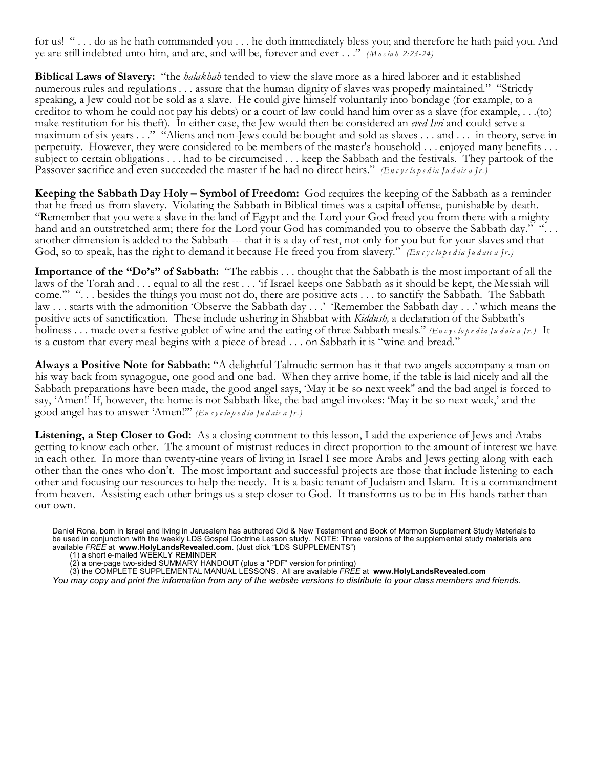for us! " . . . do as he hath commanded you . . . he doth immediately bless you; and therefore he hath paid you. And ye are still indebted unto him, and are, and will be, forever and ever . . ." *(Mosiah 2:23-24)*

**Biblical Laws of Slavery:** "the *halakhah* tended to view the slave more as a hired laborer and it established numerous rules and regulations . . . assure that the human dignity of slaves was properly maintained." "Strictly speaking, a Jew could not be sold as a slave. He could give himself voluntarily into bondage (for example, to a creditor to whom he could not pay his debts) or a court of law could hand him over as a slave (for example, . . .(to) make restitution for his theft). In either case, the Jew would then be considered an *eved Ivri* and could serve a maximum of six years . . ." "Aliens and non-Jews could be bought and sold as slaves . . . and . . . in theory, serve in perpetuity. However, they were considered to be members of the master's household . . . enjoyed many benefits . . . subject to certain obligations . . . had to be circumcised . . . keep the Sabbath and the festivals. They partook of the Passover sacrifice and even succeeded the master if he had no direct heirs." *(Encyclopedia Judaica Jr.)*

**Keeping the Sabbath Day Holy – Symbol of Freedom:** God requires the keeping of the Sabbath as a reminder that he freed us from slavery. Violating the Sabbath in Biblical times was a capital offense, punishable by death. "Remember that you were a slave in the land of Egypt and the Lord your God freed you from there with a mighty hand and an outstretched arm; there for the Lord your God has commanded you to observe the Sabbath day." ". . . another dimension is added to the Sabbath --- that it is a day of rest, not only for you but for your slaves and that God, so to speak, has the right to demand it because He freed you from slavery." *(Encyclopedia Judaica Jr.)*

**Importance of the "Do's" of Sabbath:** "The rabbis . . . thought that the Sabbath is the most important of all the laws of the Torah and . . . equal to all the rest . . . 'if Israel keeps one Sabbath as it should be kept, the Messiah will come.'" ". . . besides the things you must not do, there are positive acts . . . to sanctify the Sabbath. The Sabbath law . . . starts with the admonition 'Observe the Sabbath day . . .' 'Remember the Sabbath day . . .' which means the positive acts of sanctification. These include ushering in Shabbat with *Kiddush,* a declaration of the Sabbath's holiness . . . made over a festive goblet of wine and the eating of three Sabbath meals." *(Encyclopedia Judaica Jr.)* It is a custom that every meal begins with a piece of bread . . . on Sabbath it is "wine and bread."

**Always a Positive Note for Sabbath:** "A delightful Talmudic sermon has it that two angels accompany a man on his way back from synagogue, one good and one bad. When they arrive home, if the table is laid nicely and all the Sabbath preparations have been made, the good angel says, 'May it be so next week" and the bad angel is forced to say, 'Amen!' If, however, the home is not Sabbath-like, the bad angel invokes: 'May it be so next week,' and the good angel has to answer 'Amen!'" *(Encyclopedia Judaica Jr.)*

**Listening, a Step Closer to God:** As a closing comment to this lesson, I add the experience of Jews and Arabs getting to know each other. The amount of mistrust reduces in direct proportion to the amount of interest we have in each other. In more than twenty-nine years of living in Israel I see more Arabs and Jews getting along with each other than the ones who don't. The most important and successful projects are those that include listening to each other and focusing our resources to help the needy. It is a basic tenant of Judaism and Islam. It is a commandment from heaven. Assisting each other brings us a step closer to God. It transforms us to be in His hands rather than our own.

Daniel Rona, born in Israel and living in Jerusalem has authored Old & New Testament and Book of Mormon Supplement Study Materials to be used in conjunction with the weekly LDS Gospel Doctrine Lesson study. NOTE: Three versions of the supplemental study materials are available *FREE* at **www.HolyLandsRevealed.com**. (Just click "LDS SUPPLEMENTS")

(1) a short e-mailed WEEKLY REMINDER
(2) a one-page two-sided SUMMARY HANDOUT (plus a "PDF" version for printing)
(3) the COMPLETE SUPPLEMENTAL MANUAL LESSONS. All are available *FREE* at **www.HolyLandsRevealed.com**

*You may copy and print the information from any of the website versions to distribute to your class members and friends.*